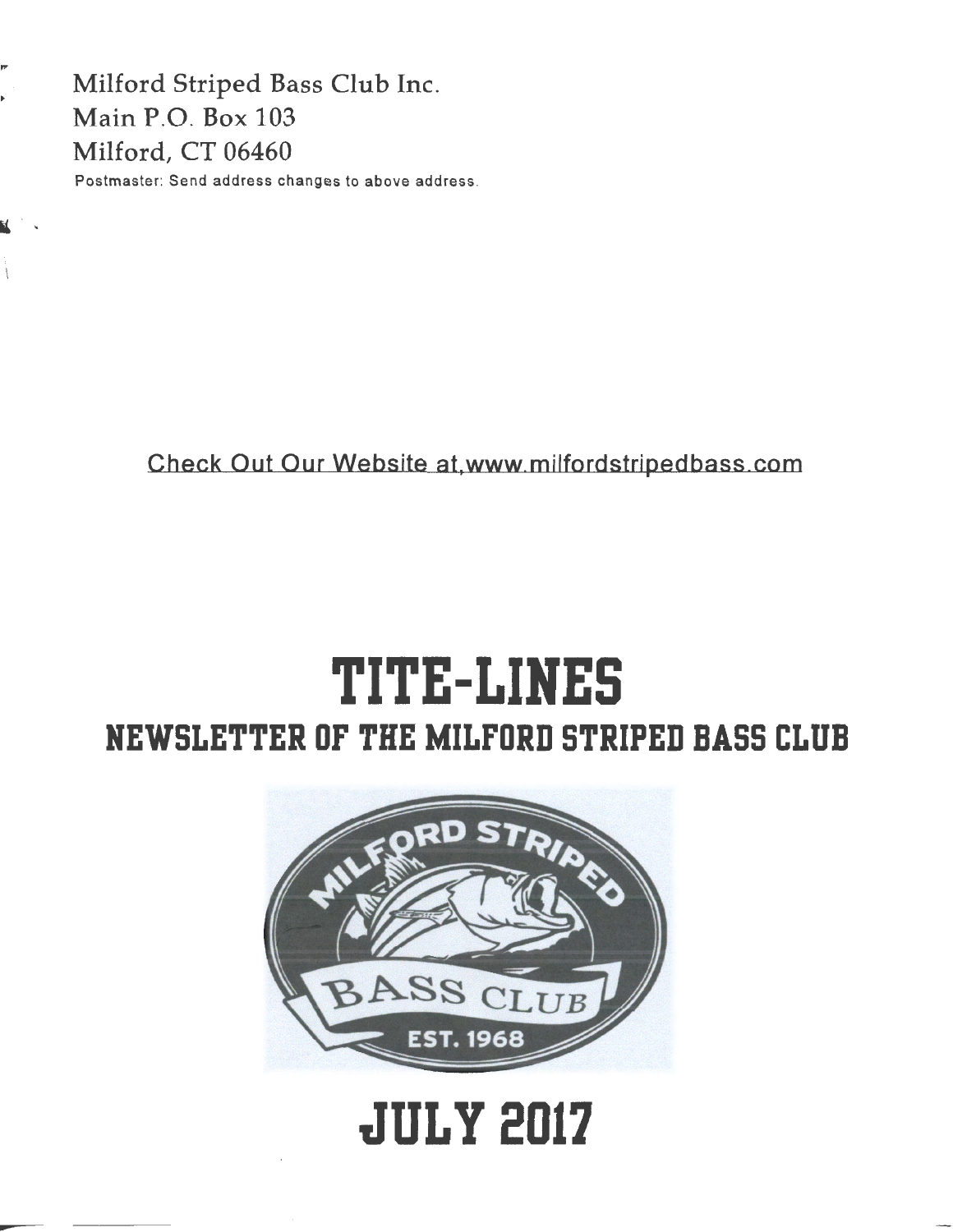Milford Striped Bass Club Inc.
Main P.O. Box 103
Milford, CT 06460

Postmaster: Send address changes to above address.

Check Out Our Website at,www.milfordstripedbass.com

# TITE-LINES

## NEWSLETTER OF THE MILFORD STRIPED BASS CLUB

# JULY 2017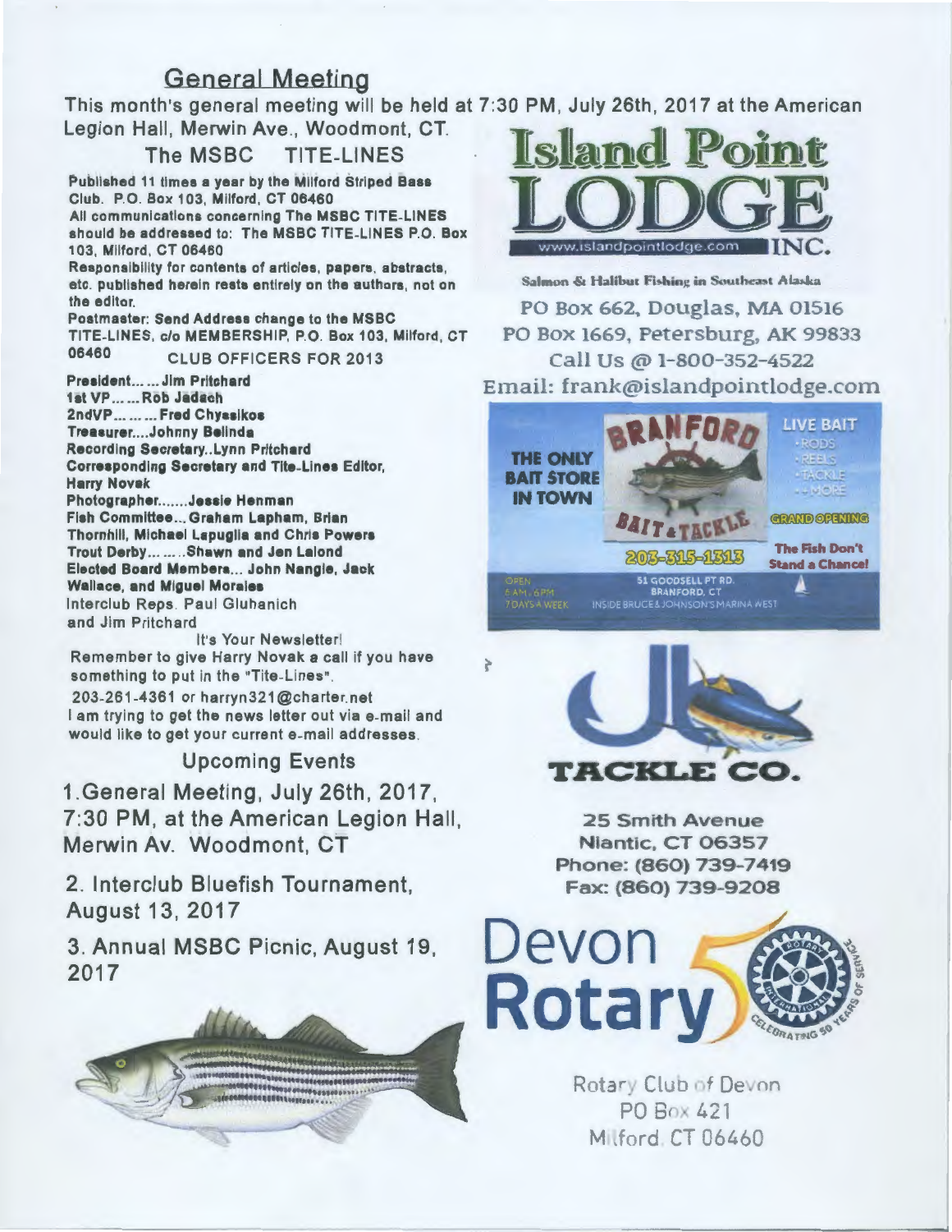## General Meeting

This month's general meeting will be held at 7:30 PM, July 26th, 2017 at the American Legion Hall, Merwin Ave., Woodmont, CT.

### The MSBC TITE-LINES

**Published 11 times a year by the Milford Striped Bass Club. P.O. Box 103, Milford, CT 06460**

**All communications concerning The MSBC TITE-LINES should be addressed to: The MSBC TITE-LINES P.O. Box 103, Milford, CT 06460**

**Responsibility for contents of articles, papers, abstracts, etc. published herein rests entirely on the authors, not on the editor.**

**Postmaster: Send Address change to the MSBC TITE-LINES, c/o MEMBERSHIP, P.O. Box 103, Milford, CT 06460**

### CLUB OFFICERS FOR 2013

**President...... Jim Pritchard**
**1st VP...... Rob Jadach**
**2ndVP......... Fred Chyssikos**
**Treasurer....Johnny Belinda**
**Recording Secretary..Lynn Pritchard**
**Corresponding Secretary and Tite-Lines Editor, Harry Novak**
**Photographer.......Jessie Henman**
**Fish Committee... Graham Lapham, Brian Thornhill, Michael Lapuglia and Chris Powers**
**Trout Derby.........Shawn and Jen Lalond**
**Elected Board Members... John Nangle, Jack Wallace, and Miguel Morales**
Interclub Reps. Paul Gluhanich and Jim Pritchard

It's Your Newsletter!
Remember to give Harry Novak a call if you have something to put in the "Tite-Lines".
203-261-4361 or harryn321@charter.net
I am trying to get the news letter out via e-mail and would like to get your current e-mail addresses.

### Upcoming Events

1. General Meeting, July 26th, 2017, 7:30 PM, at the American Legion Hall, Merwin Av. Woodmont, CT

2. Interclub Bluefish Tournament, August 13, 2017

3. Annual MSBC Picnic, August 19, 2017

**Island Point LODGE INC.**
www.islandpointlodge.com
Salmon & Halibut Fishing in Southeast Alaska
PO Box 662, Douglas, MA 01516
PO Box 1669, Petersburg, AK 99833
Call Us @ 1-800-352-4522
Email: frank@islandpointlodge.com

**BRANFORD BAIT & TACKLE**
THE ONLY BAIT STORE IN TOWN
LIVE BAIT • RODS • REELS • TACKLE • MORE
GRAND OPENING
203-315-1313
The Fish Don't Stand a Chance!
OPEN 6AM - 6PM 7 DAYS A WEEK
51 GOODSELL PT RD. BRANFORD, CT
INSIDE BRUCE & JOHNSON'S MARINA WEST

**JB TACKLE CO.**
25 Smith Avenue
Niantic, CT 06357
Phone: (860) 739-7419
Fax: (860) 739-9208

**Devon Rotary**
Rotary Club of Devon
PO Box 421
Milford, CT 06460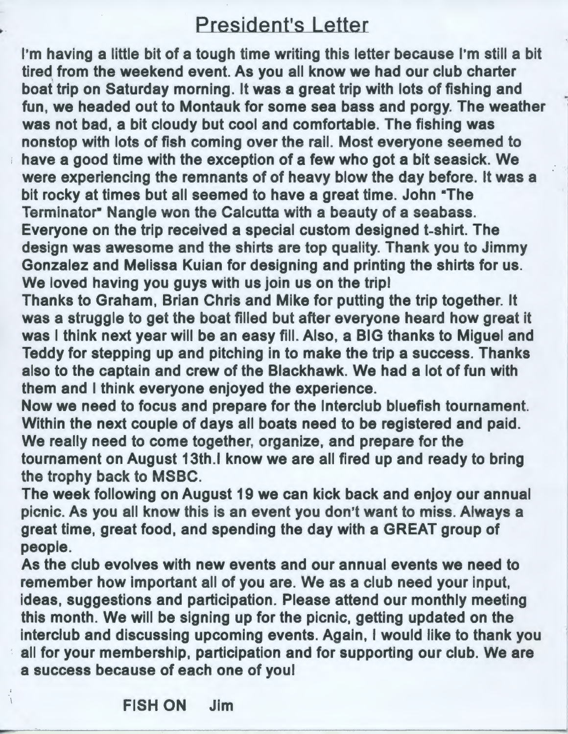# President's Letter

I'm having a little bit of a tough time writing this letter because I'm still a bit tired from the weekend event. As you all know we had our club charter boat trip on Saturday morning. It was a great trip with lots of fishing and fun, we headed out to Montauk for some sea bass and porgy. The weather was not bad, a bit cloudy but cool and comfortable. The fishing was nonstop with lots of fish coming over the rail. Most everyone seemed to have a good time with the exception of a few who got a bit seasick. We were experiencing the remnants of of heavy blow the day before. It was a bit rocky at times but all seemed to have a great time. John "The Terminator" Nangle won the Calcutta with a beauty of a seabass. Everyone on the trip received a special custom designed t-shirt. The design was awesome and the shirts are top quality. Thank you to Jimmy Gonzalez and Melissa Kuian for designing and printing the shirts for us. We loved having you guys with us join us on the trip!

Thanks to Graham, Brian Chris and Mike for putting the trip together. It was a struggle to get the boat filled but after everyone heard how great it was I think next year will be an easy fill. Also, a BIG thanks to Miguel and Teddy for stepping up and pitching in to make the trip a success. Thanks also to the captain and crew of the Blackhawk. We had a lot of fun with them and I think everyone enjoyed the experience.

Now we need to focus and prepare for the Interclub bluefish tournament. Within the next couple of days all boats need to be registered and paid. We really need to come together, organize, and prepare for the tournament on August 13th.I know we are all fired up and ready to bring the trophy back to MSBC.

The week following on August 19 we can kick back and enjoy our annual picnic. As you all know this is an event you don't want to miss. Always a great time, great food, and spending the day with a GREAT group of people.

As the club evolves with new events and our annual events we need to remember how important all of you are. We as a club need your input, ideas, suggestions and participation. Please attend our monthly meeting this month. We will be signing up for the picnic, getting updated on the interclub and discussing upcoming events. Again, I would like to thank you all for your membership, participation and for supporting our club. We are a success because of each one of you!

**FISH ON Jim**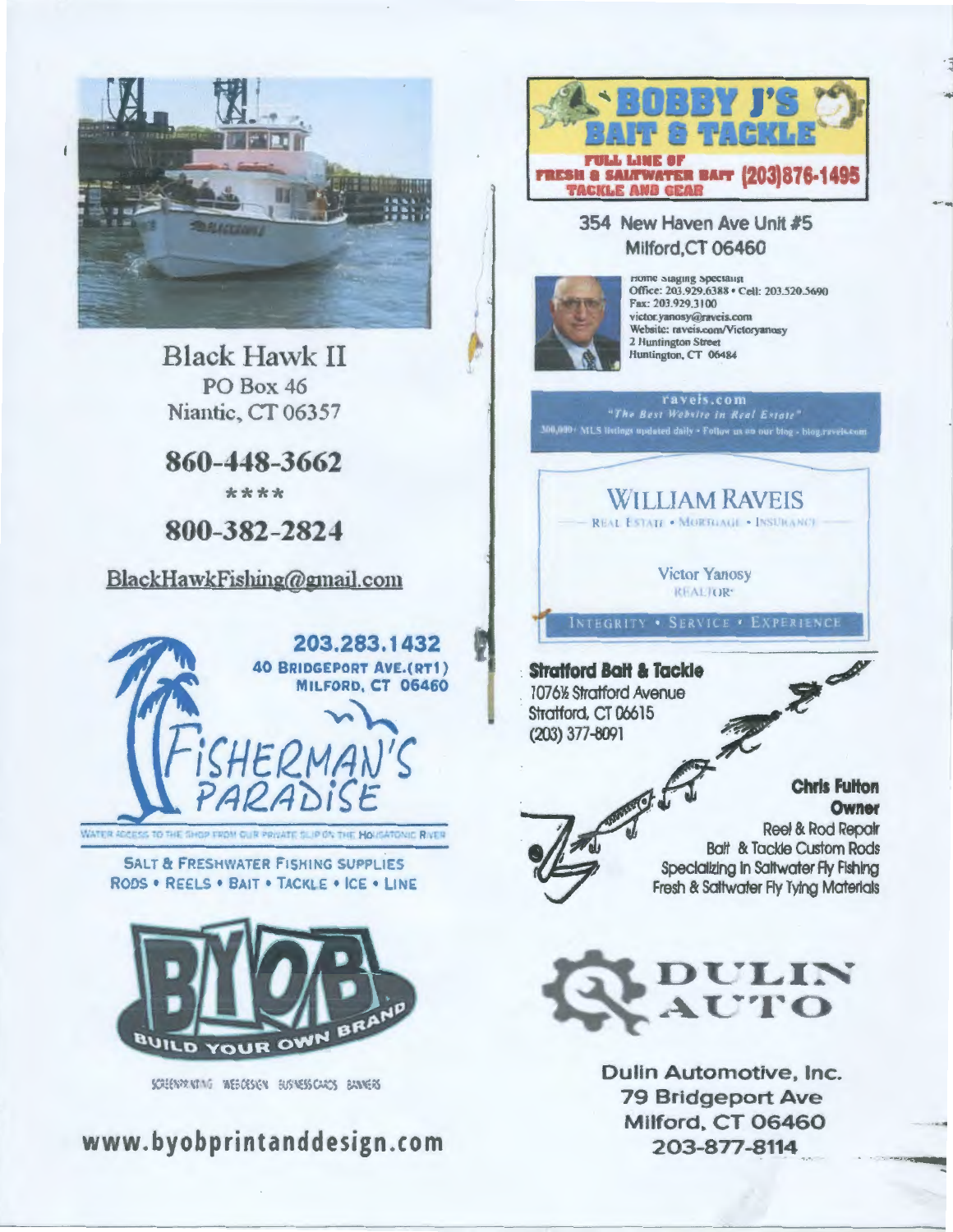## Black Hawk II

PO Box 46
Niantic, CT 06357

**860-448-3662**

****

**800-382-2824**

BlackHawkFishing@gmail.com

**203.283.1432**
**40 BRIDGEPORT AVE.(RT1)**
**MILFORD, CT 06460**

## FISHERMAN'S PARADISE

WATER ACCESS TO THE SHOP FROM OUR PRIVATE SLIP ON THE HOUSATONIC RIVER

SALT & FRESHWATER FISHING SUPPLIES
RODS • REELS • BAIT • TACKLE • ICE • LINE

## BYOB BUILD YOUR OWN BRAND

SCREENPRINTING WEBDESIGN BUSINESS CARDS BANNERS

**www.byobprintanddesign.com**

## BOBBY J'S BAIT & TACKLE

FULL LINE OF FRESH & SALTWATER BAIT TACKLE AND GEAR (203)876-1495

354 New Haven Ave Unit #5
Milford, CT 06460

Home Staging Specialist
Office: 203.929.6388 • Cell: 203.520.5690
Fax: 203.929.3100
victor.yanosy@raveis.com
Website: raveis.com/Victoryanosy
2 Huntington Street
Huntington, CT 06484

raveis.com
"The Best Website in Real Estate"
300,000+ MLS listings updated daily • Follow us on our blog • blog.raveis.com

## WILLIAM RAVEIS

REAL ESTATE • MORTGAGE • INSURANCE

Victor Yanosy
REALTOR®

INTEGRITY • SERVICE • EXPERIENCE

**Stratford Bait & Tackle**
1076½ Stratford Avenue
Stratford, CT 06615
(203) 377-8091

**Chris Fulton**
**Owner**
Reel & Rod Repair
Bait & Tackle Custom Rods
Specializing In Saltwater Fly Fishing
Fresh & Saltwater Fly Tying Materials

## DULIN AUTO

**Dulin Automotive, Inc.**
**79 Bridgeport Ave**
**Milford, CT 06460**
**203-877-8114**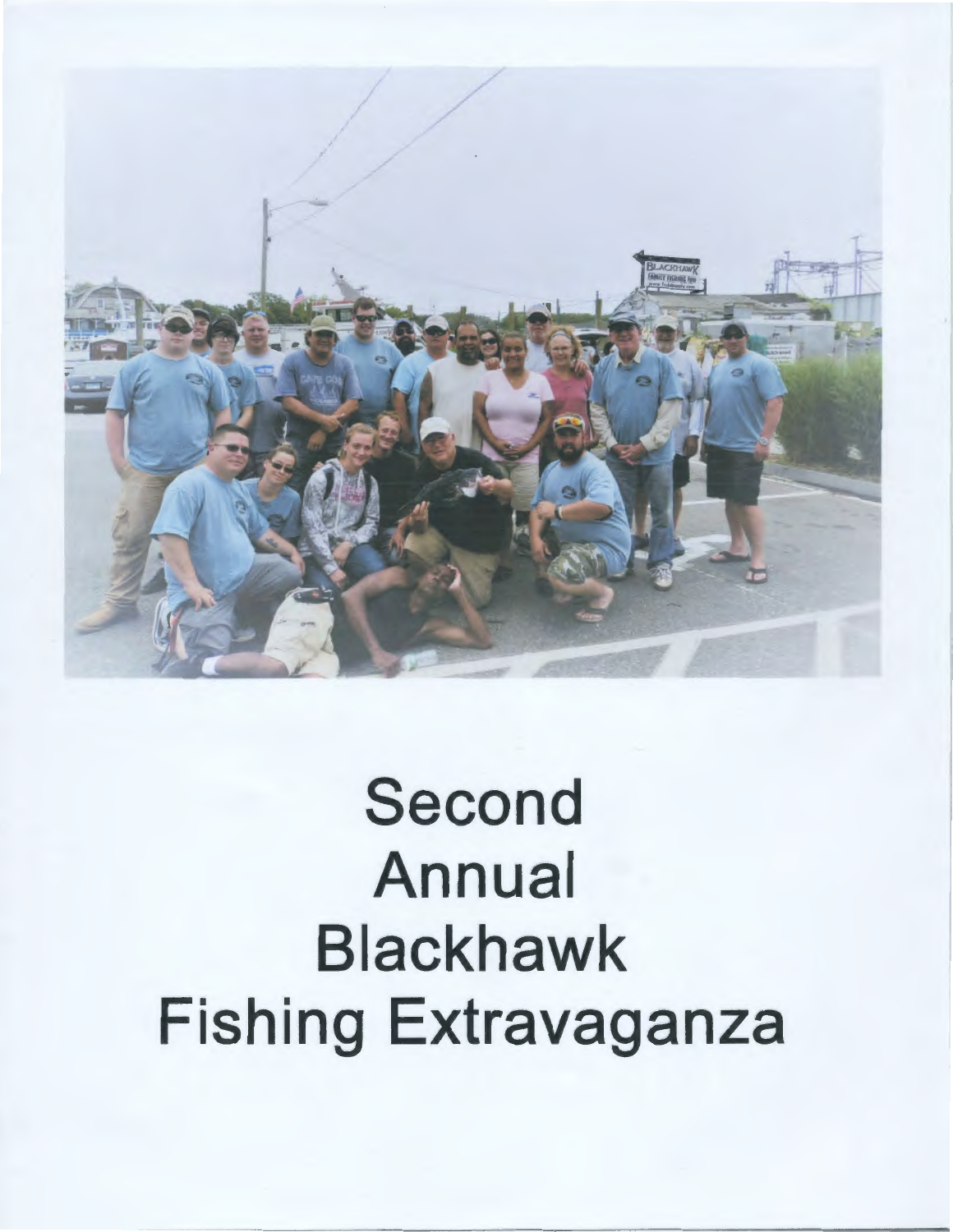# Second Annual Blackhawk Fishing Extravaganza